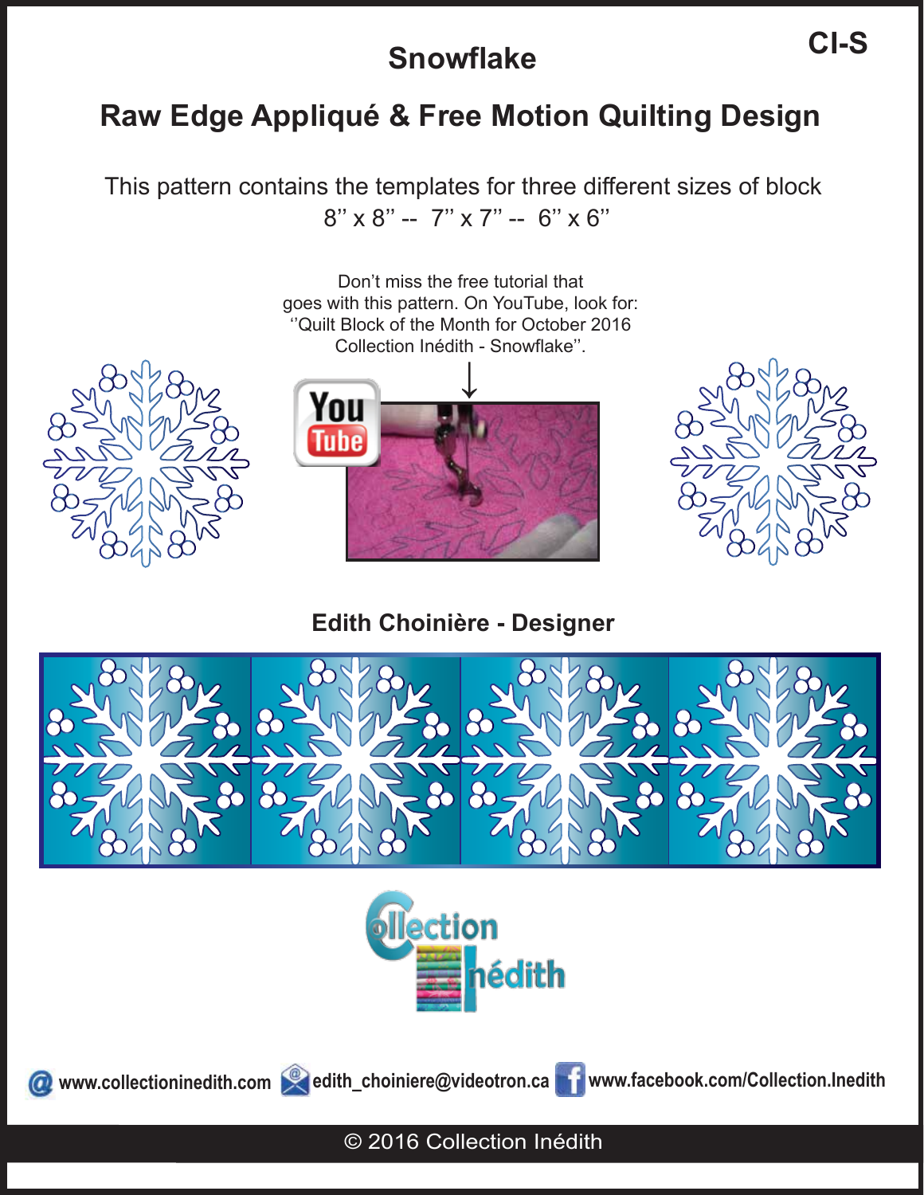CI-S

# Snowflake

## Raw Edge Appliqué & Free Motion Quilting Design

This pattern contains the templates for three different sizes of block
8'' x 8'' -- 7'' x 7'' -- 6'' x 6''

Don't miss the free tutorial that goes with this pattern. On YouTube, look for: ''Quilt Block of the Month for October 2016 Collection Inédith - Snowflake''.

**Edith Choinière - Designer**

Collection Inédith

www.collectioninedith.com edith_choiniere@videotron.ca www.facebook.com/Collection.Inedith

© 2016 Collection Inédith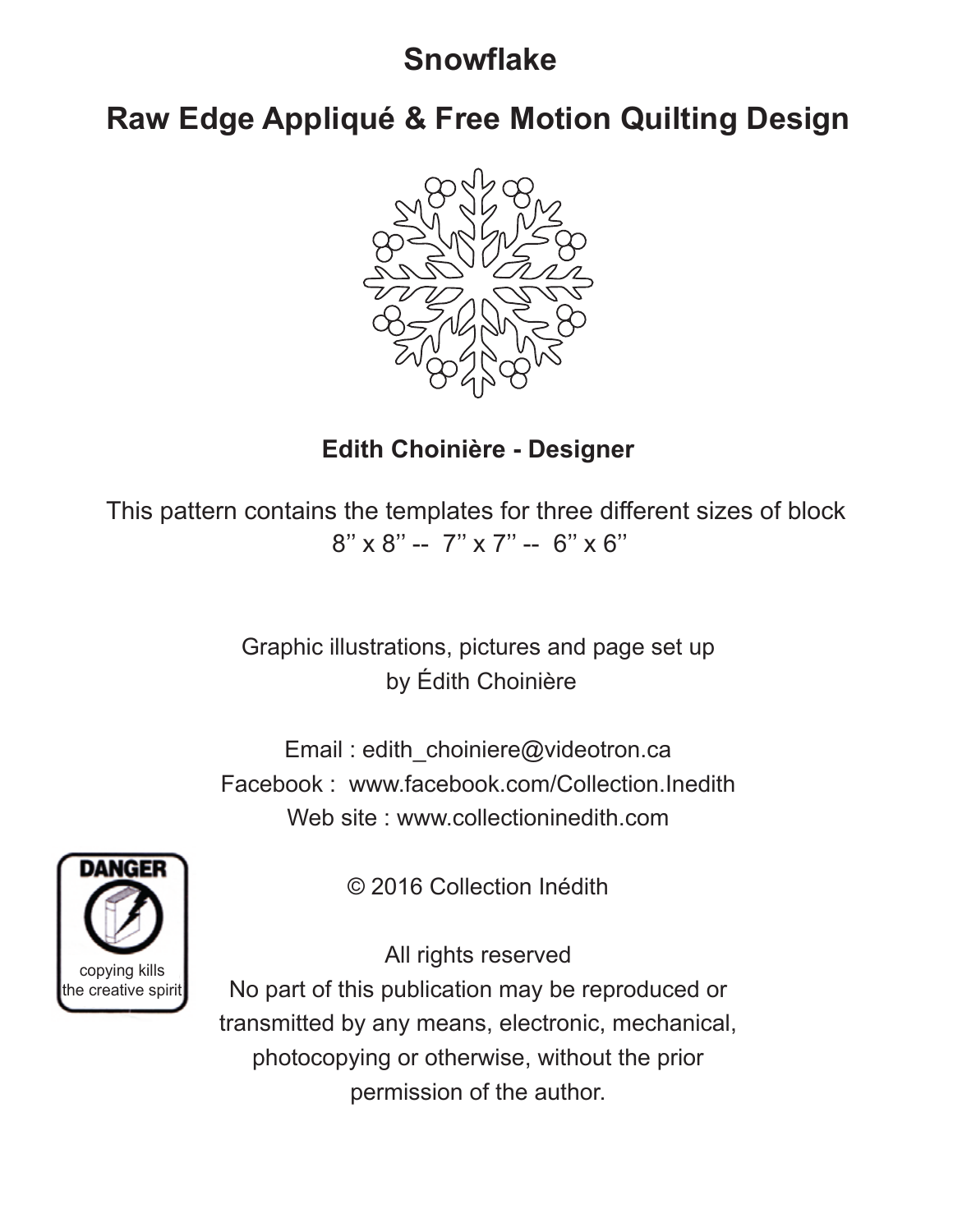# Snowflake

## Raw Edge Appliqué & Free Motion Quilting Design

**Edith Choinière - Designer**

This pattern contains the templates for three different sizes of block
8'' x 8'' -- 7'' x 7'' -- 6'' x 6''

Graphic illustrations, pictures and page set up
by Édith Choinière

Email : edith_choiniere@videotron.ca
Facebook : www.facebook.com/Collection.Inedith
Web site : www.collectioninedith.com

DANGER
copying kills
the creative spirit

© 2016 Collection Inédith

All rights reserved
No part of this publication may be reproduced or transmitted by any means, electronic, mechanical, photocopying or otherwise, without the prior permission of the author.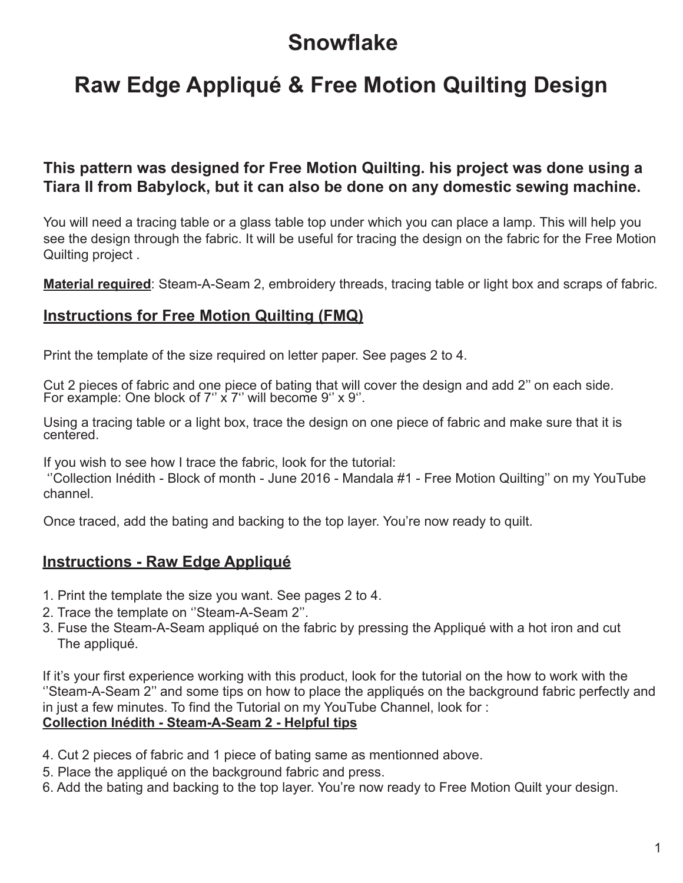# Snowflake

# Raw Edge Appliqué & Free Motion Quilting Design

**This pattern was designed for Free Motion Quilting. his project was done using a Tiara II from Babylock, but it can also be done on any domestic sewing machine.**

You will need a tracing table or a glass table top under which you can place a lamp. This will help you see the design through the fabric. It will be useful for tracing the design on the fabric for the Free Motion Quilting project .

**Material required**: Steam-A-Seam 2, embroidery threads, tracing table or light box and scraps of fabric.

## Instructions for Free Motion Quilting (FMQ)

Print the template of the size required on letter paper. See pages 2 to 4.

Cut 2 pieces of fabric and one piece of bating that will cover the design and add 2'' on each side. For example: One block of 7'' x 7'' will become 9'' x 9''.

Using a tracing table or a light box, trace the design on one piece of fabric and make sure that it is centered.

If you wish to see how I trace the fabric, look for the tutorial: ''Collection Inédith - Block of month - June 2016 - Mandala #1 - Free Motion Quilting'' on my YouTube channel.

Once traced, add the bating and backing to the top layer. You're now ready to quilt.

## Instructions - Raw Edge Appliqué

1. Print the template the size you want. See pages 2 to 4.
2. Trace the template on ''Steam-A-Seam 2''.
3. Fuse the Steam-A-Seam appliqué on the fabric by pressing the Appliqué with a hot iron and cut The appliqué.

If it's your first experience working with this product, look for the tutorial on the how to work with the ''Steam-A-Seam 2'' and some tips on how to place the appliqués on the background fabric perfectly and in just a few minutes. To find the Tutorial on my YouTube Channel, look for :
**Collection Inédith - Steam-A-Seam 2 - Helpful tips**

4. Cut 2 pieces of fabric and 1 piece of bating same as mentionned above.
5. Place the appliqué on the background fabric and press.
6. Add the bating and backing to the top layer. You're now ready to Free Motion Quilt your design.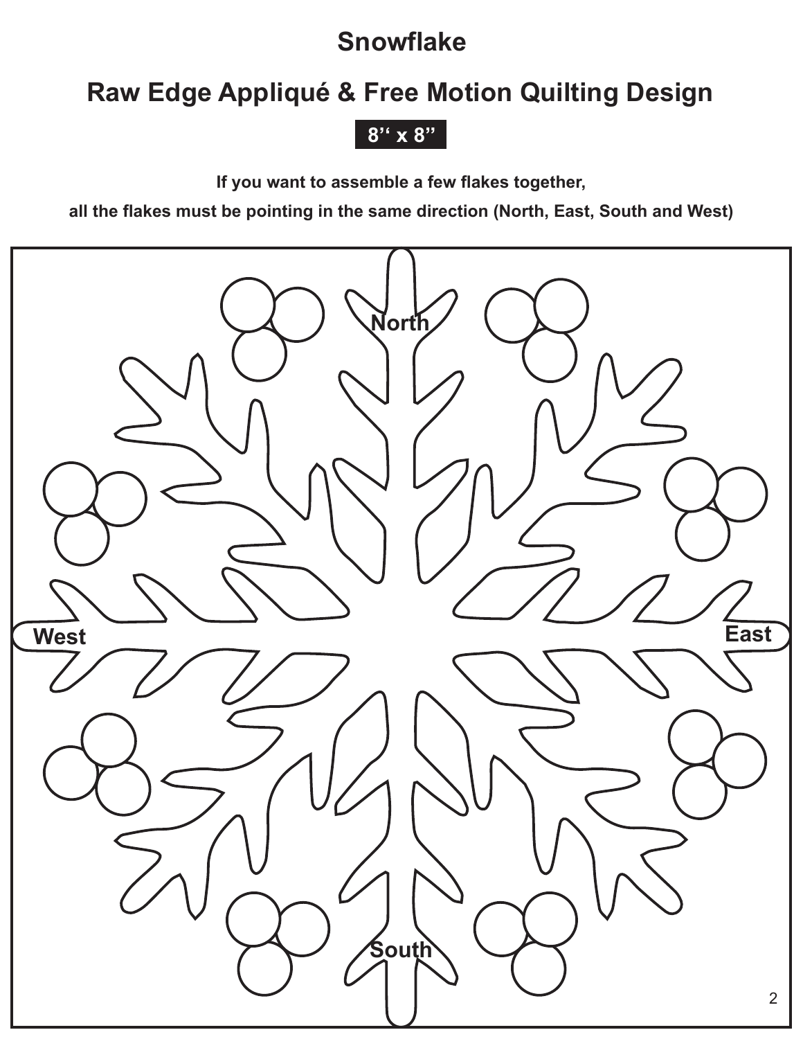# Snowflake

## Raw Edge Appliqué & Free Motion Quilting Design

**8'' x 8"**

**If you want to assemble a few flakes together,**

**all the flakes must be pointing in the same direction (North, East, South and West)**

**North**

**West**

**East**

**South**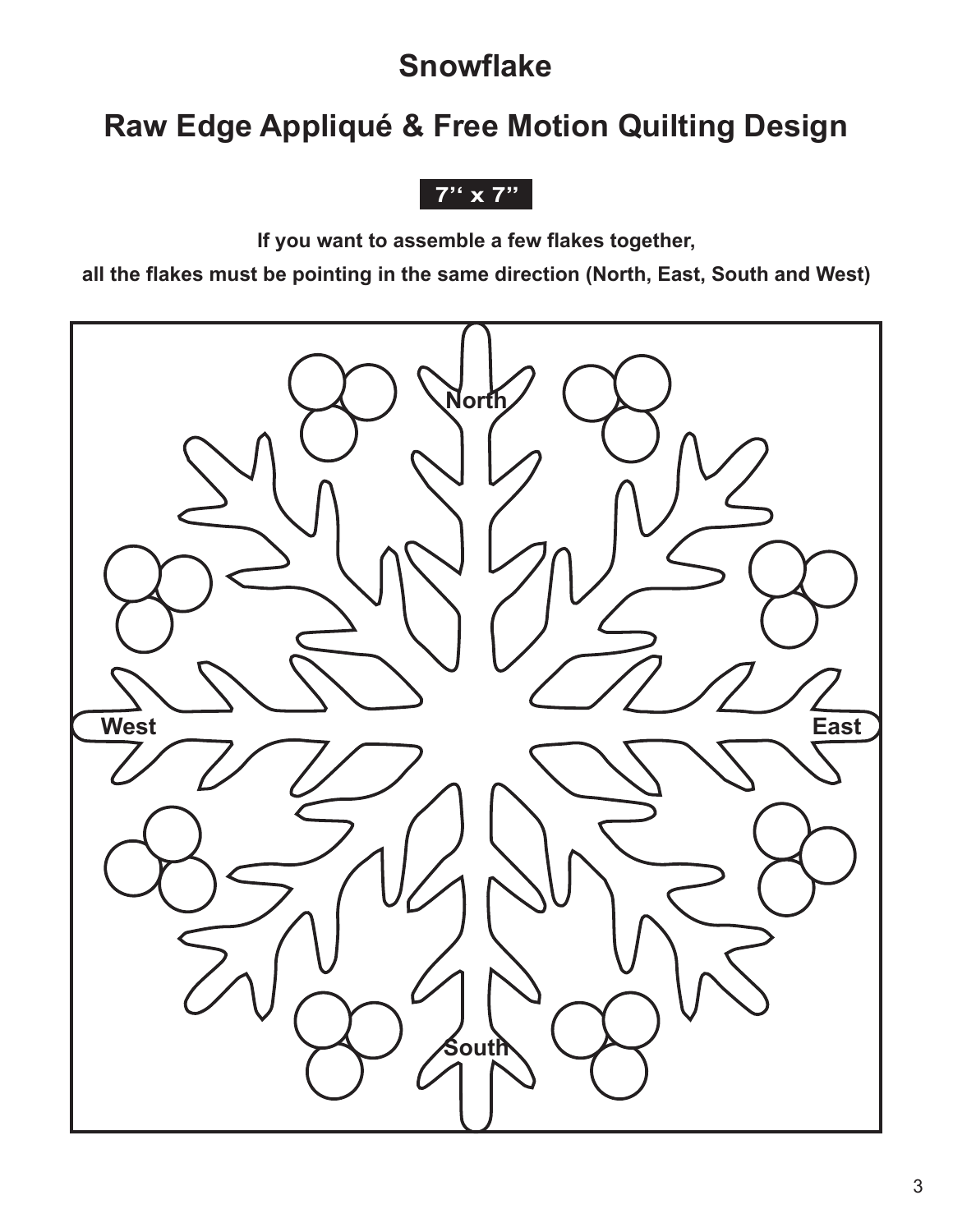# Snowflake

## Raw Edge Appliqué & Free Motion Quilting Design

**7'' x 7''**

**If you want to assemble a few flakes together,**

**all the flakes must be pointing in the same direction (North, East, South and West)**

North

West

East

South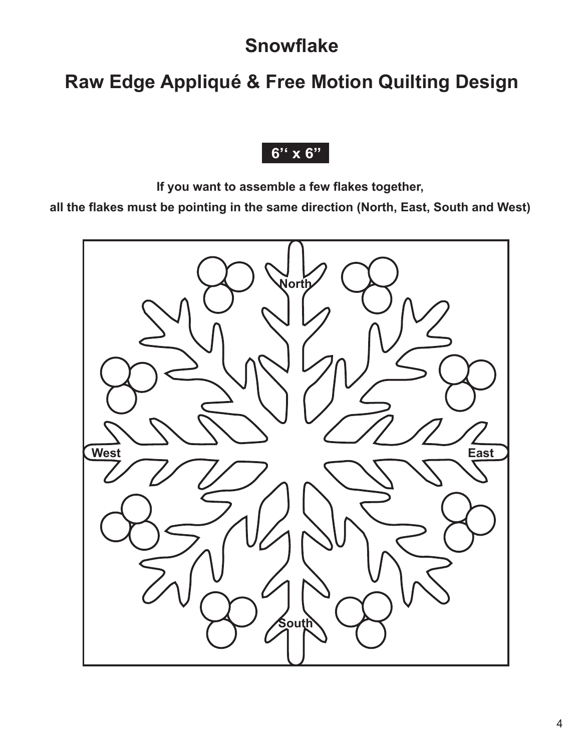# Snowflake

## Raw Edge Appliqué & Free Motion Quilting Design

**6'' x 6"**

**If you want to assemble a few flakes together,**

**all the flakes must be pointing in the same direction (North, East, South and West)**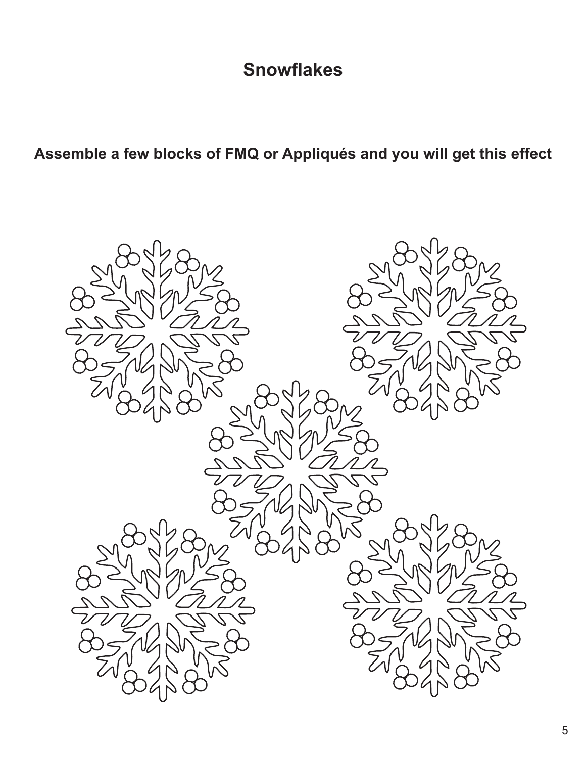# Snowflakes

**Assemble a few blocks of FMQ or Appliqués and you will get this effect**